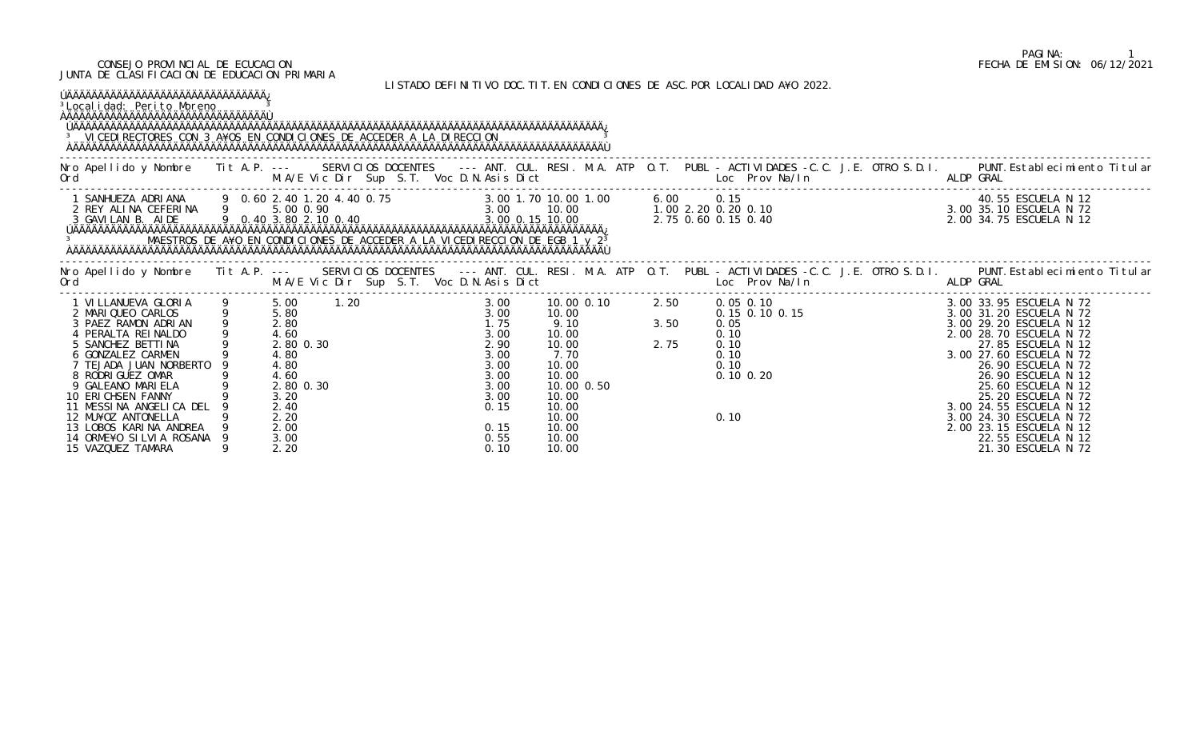CONSEJO PROVINCIAL DE ECUCACION
JUNTA DE CLASIFICACION DE EDUCACION PRIMARIA

FECHA DE EMISION: 06/12/2021

LISTADO DEFINITIVO DOC.TIT.EN CONDICIONES DE ASC.POR LOCALIDAD A¥O 2022.

**Localidad: Perito Moreno**

**VICEDIRECTORES CON 3 A¥OS EN CONDICIONES DE ACCEDER A LA DIRECCION**

| Nro Ord | Apellido y Nombre | Tit | A.P. | M.A/E | Vic | Dir | Sup | S.T. | Voc | D.N. | Asis | Dict | ANT. | CUL. | RESI. | M.A. | ATP | O.T. | PUBL | Loc | Prov | Na/In | C.C. | J.E. | OTRO | S.D.I. | ALDP | PUNT. GRAL | Establecimiento Titular |
|---|---|---|---|---|---|---|---|---|---|---|---|---|---|---|---|---|---|---|---|---|---|---|---|---|---|---|---|---|---|
| 1 | SANHUEZA ADRIANA | 9 | 0.60 | 2.40 | 1.20 | 4.40 | 0.75 | | | | 3.00 | 1.70 | 10.00 | 1.00 | | | | 6.00 | | 0.15 | | | | | | | | 40.55 | ESCUELA N 12 |
| 2 | REY ALINA CEFERINA | 9 | | 5.00 | 0.90 | | | | | | 3.00 | | 10.00 | | | | | 1.00 | 2.20 | 0.20 | 0.10 | | | | | | 3.00 | 35.10 | ESCUELA N 72 |
| 3 | GAVILAN B. AIDE | 9 | 0.40 | 3.80 | 2.10 | 0.40 | | | | | 3.00 | 0.15 | 10.00 | | | | | 2.75 | 0.60 | 0.15 | 0.40 | | | | | | 2.00 | 34.75 | ESCUELA N 12 |

**MAESTROS DE A¥O EN CONDICIONES DE ACCEDER A LA VICEDIRECCION DE EGB 1 y 2**

| Nro Ord | Apellido y Nombre | Tit | A.P. | M.A/E | Vic | Dir | Sup | S.T. | Voc | D.N. | Asis | Dict | ANT. | CUL. | RESI. | M.A. | ATP | O.T. | PUBL | Loc | Prov | Na/In | C.C. | J.E. | OTRO | S.D.I. | ALDP | PUNT. GRAL | Establecimiento Titular |
|---|---|---|---|---|---|---|---|---|---|---|---|---|---|---|---|---|---|---|---|---|---|---|---|---|---|---|---|---|---|
| 1 | VILLANUEVA GLORIA | 9 | | 5.00 | | 1.20 | | | | | 3.00 | | 10.00 | 0.10 | | | | 2.50 | | 0.05 | 0.10 | | | | | | 3.00 | 33.95 | ESCUELA N 72 |
| 2 | MARIQUEO CARLOS | 9 | | 5.80 | | | | | | | 3.00 | | 10.00 | | | | | | | 0.15 | 0.10 | 0.15 | | | | | 3.00 | 31.20 | ESCUELA N 72 |
| 3 | PAEZ RAMON ADRIAN | 9 | | 2.80 | | | | | | | 1.75 | | 9.10 | | | | | 3.50 | | 0.05 | | | | | | | 3.00 | 29.20 | ESCUELA N 12 |
| 4 | PERALTA REINALDO | 9 | | 4.60 | | | | | | | 3.00 | | 10.00 | | | | | | | 0.10 | | | | | | | 2.00 | 28.70 | ESCUELA N 72 |
| 5 | SANCHEZ BETTINA | 9 | | 2.80 | 0.30 | | | | | | 2.90 | | 10.00 | | | | | 2.75 | | 0.10 | | | | | | | | 27.85 | ESCUELA N 12 |
| 6 | GONZALEZ CARMEN | 9 | | 4.80 | | | | | | | 3.00 | | 7.70 | | | | | | | 0.10 | | | | | | | 3.00 | 27.60 | ESCUELA N 72 |
| 7 | TEJADA JUAN NORBERTO | 9 | | 4.80 | | | | | | | 3.00 | | 10.00 | | | | | | | 0.10 | | | | | | | | 26.90 | ESCUELA N 72 |
| 8 | RODRIGUEZ OMAR | 9 | | 4.60 | | | | | | | 3.00 | | 10.00 | | | | | | | 0.10 | 0.20 | | | | | | | 26.90 | ESCUELA N 12 |
| 9 | GALEANO MARIELA | 9 | | 2.80 | 0.30 | | | | | | 3.00 | | 10.00 | 0.50 | | | | | | | | | | | | | | 25.60 | ESCUELA N 12 |
| 10 | ERICHSEN FANNY | 9 | | 3.20 | | | | | | | 3.00 | | 10.00 | | | | | | | | | | | | | | | 25.20 | ESCUELA N 72 |
| 11 | MESSINA ANGELICA DEL | 9 | | 2.40 | | | | | | | 0.15 | | 10.00 | | | | | | | | | | | | | | 3.00 | 24.55 | ESCUELA N 12 |
| 12 | MU¥OZ ANTONELLA | 9 | | 2.20 | | | | | | | | | 10.00 | | | | | | | 0.10 | | | | | | | 3.00 | 24.30 | ESCUELA N 72 |
| 13 | LOBOS KARINA ANDREA | 9 | | 2.00 | | | | | | | 0.15 | | 10.00 | | | | | | | | | | | | | | 2.00 | 23.15 | ESCUELA N 12 |
| 14 | ORME¥O SILVIA ROSANA | 9 | | 3.00 | | | | | | | 0.55 | | 10.00 | | | | | | | | | | | | | | | 22.55 | ESCUELA N 12 |
| 15 | VAZQUEZ TAMARA | 9 | | 2.20 | | | | | | | 0.10 | | 10.00 | | | | | | | | | | | | | | | 21.30 | ESCUELA N 72 |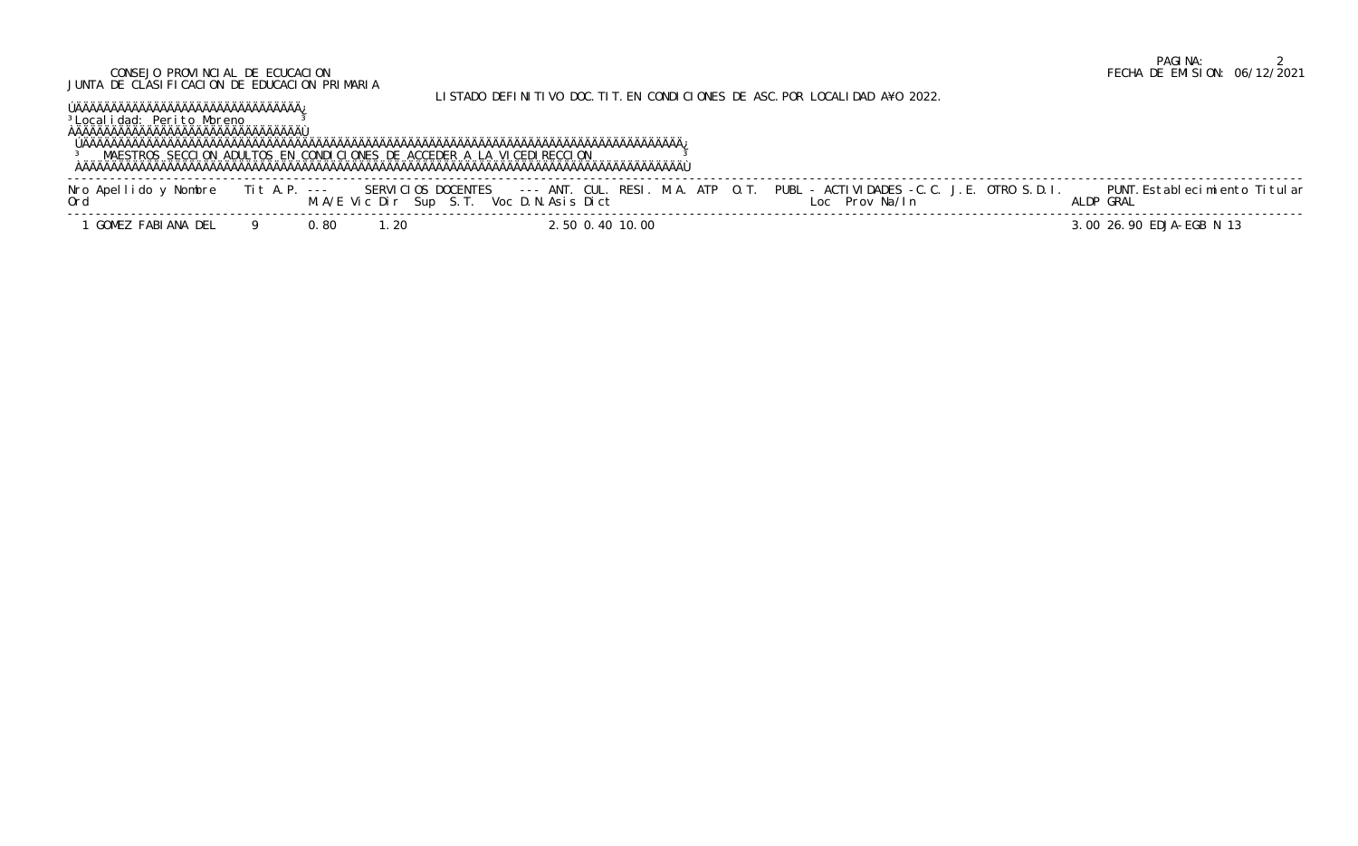CONSEJO PROVINCIAL DE ECUCACION
JUNTA DE CLASIFICACION DE EDUCACION PRIMARIA

LISTADO DEFINITIVO DOC.TIT.EN CONDICIONES DE ASC.POR LOCALIDAD A¥O 2022.

FECHA DE EMISION: 06/12/2021

Localidad: Perito Moreno

MAESTROS SECCION ADULTOS EN CONDICIONES DE ACCEDER A LA VICEDIRECCION

| Nro Ord | Apellido y Nombre | Tit | A.P. | SERVICIOS DOCENTES M.A/E | Vic Dir | Sup | S.T. | Voc | D.N. Asis | Dict | ANT. | CUL. | RESI. | M.A. | ATP | O.T. | PUBL | ACTIVIDADES Loc | Prov | Na/In | C.C. | J.E. | OTRO | S.D.I. | ALDP | PUNT. GRAL | Establecimiento Titular |
|---|---|---|---|---|---|---|---|---|---|---|---|---|---|---|---|---|---|---|---|---|---|---|---|---|---|---|---|
| 1 | GOMEZ FABIANA DEL | 9 | | 0.80 | 1.20 | | | | | | 2.50 | 0.40 | 10.00 | | | | | | | | | | | | 3.00 | 26.90 | EDJA-EGB N 13 |